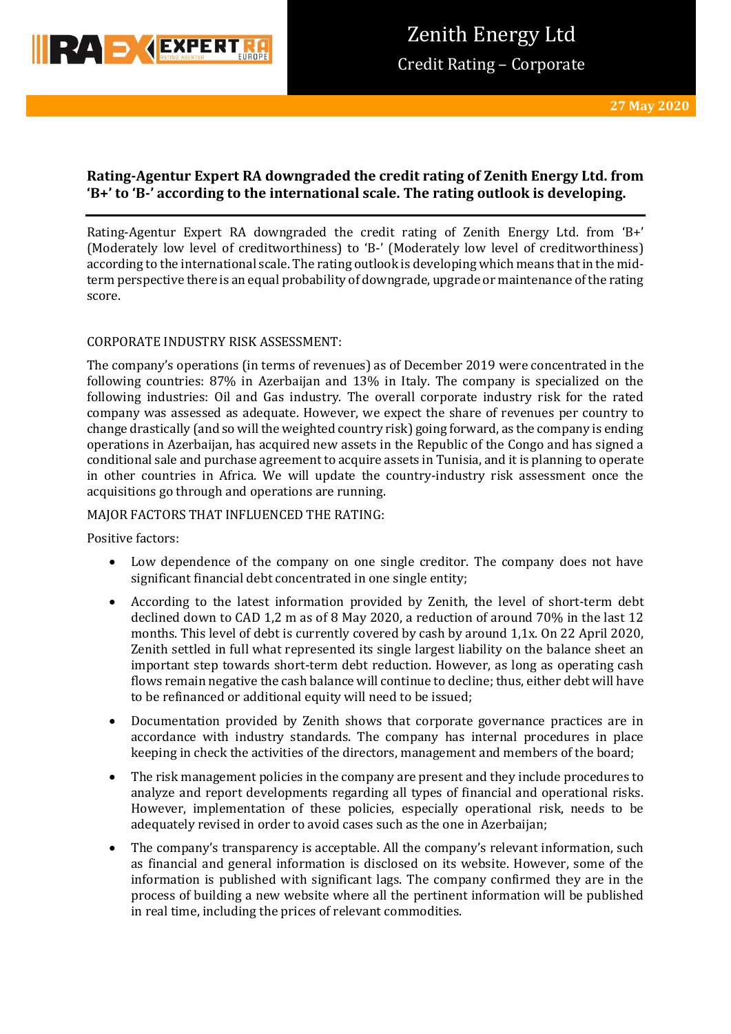# Zenith Energy Ltd

Credit Rating – Corporate

27 May 2020

**Rating-Agentur Expert RA downgraded the credit rating of Zenith Energy Ltd. from 'B+' to 'B-' according to the international scale. The rating outlook is developing.**

Rating-Agentur Expert RA downgraded the credit rating of Zenith Energy Ltd. from 'B+' (Moderately low level of creditworthiness) to 'B-' (Moderately low level of creditworthiness) according to the international scale. The rating outlook is developing which means that in the mid-term perspective there is an equal probability of downgrade, upgrade or maintenance of the rating score.

CORPORATE INDUSTRY RISK ASSESSMENT:

The company's operations (in terms of revenues) as of December 2019 were concentrated in the following countries: 87% in Azerbaijan and 13% in Italy. The company is specialized on the following industries: Oil and Gas industry. The overall corporate industry risk for the rated company was assessed as adequate. However, we expect the share of revenues per country to change drastically (and so will the weighted country risk) going forward, as the company is ending operations in Azerbaijan, has acquired new assets in the Republic of the Congo and has signed a conditional sale and purchase agreement to acquire assets in Tunisia, and it is planning to operate in other countries in Africa. We will update the country-industry risk assessment once the acquisitions go through and operations are running.

MAJOR FACTORS THAT INFLUENCED THE RATING:

Positive factors:

- Low dependence of the company on one single creditor. The company does not have significant financial debt concentrated in one single entity;
- According to the latest information provided by Zenith, the level of short-term debt declined down to CAD 1,2 m as of 8 May 2020, a reduction of around 70% in the last 12 months. This level of debt is currently covered by cash by around 1,1x. On 22 April 2020, Zenith settled in full what represented its single largest liability on the balance sheet an important step towards short-term debt reduction. However, as long as operating cash flows remain negative the cash balance will continue to decline; thus, either debt will have to be refinanced or additional equity will need to be issued;
- Documentation provided by Zenith shows that corporate governance practices are in accordance with industry standards. The company has internal procedures in place keeping in check the activities of the directors, management and members of the board;
- The risk management policies in the company are present and they include procedures to analyze and report developments regarding all types of financial and operational risks. However, implementation of these policies, especially operational risk, needs to be adequately revised in order to avoid cases such as the one in Azerbaijan;
- The company's transparency is acceptable. All the company's relevant information, such as financial and general information is disclosed on its website. However, some of the information is published with significant lags. The company confirmed they are in the process of building a new website where all the pertinent information will be published in real time, including the prices of relevant commodities.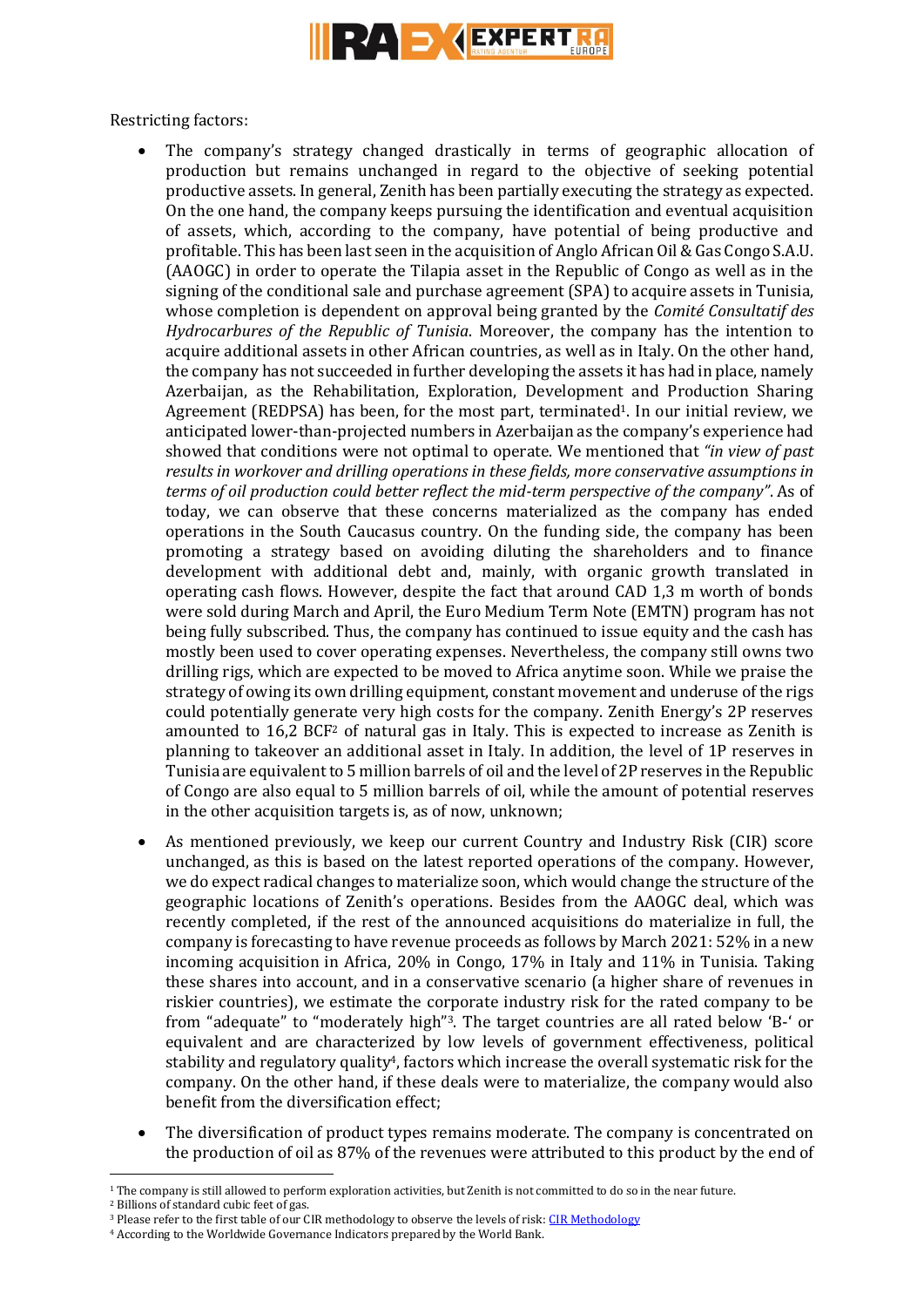Restricting factors:

- The company's strategy changed drastically in terms of geographic allocation of production but remains unchanged in regard to the objective of seeking potential productive assets. In general, Zenith has been partially executing the strategy as expected. On the one hand, the company keeps pursuing the identification and eventual acquisition of assets, which, according to the company, have potential of being productive and profitable. This has been last seen in the acquisition of Anglo African Oil & Gas Congo S.A.U. (AAOGC) in order to operate the Tilapia asset in the Republic of Congo as well as in the signing of the conditional sale and purchase agreement (SPA) to acquire assets in Tunisia, whose completion is dependent on approval being granted by the *Comité Consultatif des Hydrocarbures of the Republic of Tunisia*. Moreover, the company has the intention to acquire additional assets in other African countries, as well as in Italy. On the other hand, the company has not succeeded in further developing the assets it has had in place, namely Azerbaijan, as the Rehabilitation, Exploration, Development and Production Sharing Agreement (REDPSA) has been, for the most part, terminated[1]. In our initial review, we anticipated lower-than-projected numbers in Azerbaijan as the company's experience had showed that conditions were not optimal to operate. We mentioned that *"in view of past results in workover and drilling operations in these fields, more conservative assumptions in terms of oil production could better reflect the mid-term perspective of the company"*. As of today, we can observe that these concerns materialized as the company has ended operations in the South Caucasus country. On the funding side, the company has been promoting a strategy based on avoiding diluting the shareholders and to finance development with additional debt and, mainly, with organic growth translated in operating cash flows. However, despite the fact that around CAD 1,3 m worth of bonds were sold during March and April, the Euro Medium Term Note (EMTN) program has not being fully subscribed. Thus, the company has continued to issue equity and the cash has mostly been used to cover operating expenses. Nevertheless, the company still owns two drilling rigs, which are expected to be moved to Africa anytime soon. While we praise the strategy of owing its own drilling equipment, constant movement and underuse of the rigs could potentially generate very high costs for the company. Zenith Energy's 2P reserves amounted to 16,2 BCF[2] of natural gas in Italy. This is expected to increase as Zenith is planning to takeover an additional asset in Italy. In addition, the level of 1P reserves in Tunisia are equivalent to 5 million barrels of oil and the level of 2P reserves in the Republic of Congo are also equal to 5 million barrels of oil, while the amount of potential reserves in the other acquisition targets is, as of now, unknown;

- As mentioned previously, we keep our current Country and Industry Risk (CIR) score unchanged, as this is based on the latest reported operations of the company. However, we do expect radical changes to materialize soon, which would change the structure of the geographic locations of Zenith's operations. Besides from the AAOGC deal, which was recently completed, if the rest of the announced acquisitions do materialize in full, the company is forecasting to have revenue proceeds as follows by March 2021: 52% in a new incoming acquisition in Africa, 20% in Congo, 17% in Italy and 11% in Tunisia. Taking these shares into account, and in a conservative scenario (a higher share of revenues in riskier countries), we estimate the corporate industry risk for the rated company to be from "adequate" to "moderately high"[3]. The target countries are all rated below 'B-' or equivalent and are characterized by low levels of government effectiveness, political stability and regulatory quality[4], factors which increase the overall systematic risk for the company. On the other hand, if these deals were to materialize, the company would also benefit from the diversification effect;

- The diversification of product types remains moderate. The company is concentrated on the production of oil as 87% of the revenues were attributed to this product by the end of

---

[1] The company is still allowed to perform exploration activities, but Zenith is not committed to do so in the near future.

[2] Billions of standard cubic feet of gas.

[3] Please refer to the first table of our CIR methodology to observe the levels of risk: CIR Methodology

[4] According to the Worldwide Governance Indicators prepared by the World Bank.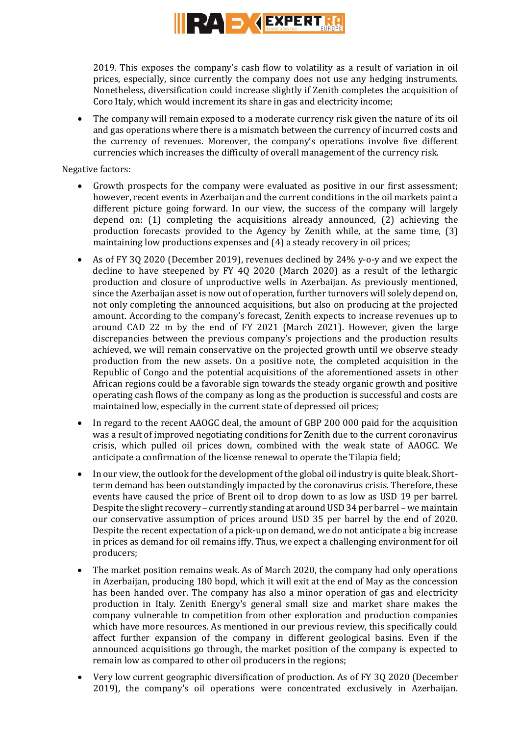2019. This exposes the company's cash flow to volatility as a result of variation in oil prices, especially, since currently the company does not use any hedging instruments. Nonetheless, diversification could increase slightly if Zenith completes the acquisition of Coro Italy, which would increment its share in gas and electricity income;

- The company will remain exposed to a moderate currency risk given the nature of its oil and gas operations where there is a mismatch between the currency of incurred costs and the currency of revenues. Moreover, the company's operations involve five different currencies which increases the difficulty of overall management of the currency risk.

Negative factors:

- Growth prospects for the company were evaluated as positive in our first assessment; however, recent events in Azerbaijan and the current conditions in the oil markets paint a different picture going forward. In our view, the success of the company will largely depend on: (1) completing the acquisitions already announced, (2) achieving the production forecasts provided to the Agency by Zenith while, at the same time, (3) maintaining low productions expenses and (4) a steady recovery in oil prices;
- As of FY 3Q 2020 (December 2019), revenues declined by 24% y-o-y and we expect the decline to have steepened by FY 4Q 2020 (March 2020) as a result of the lethargic production and closure of unproductive wells in Azerbaijan. As previously mentioned, since the Azerbaijan asset is now out of operation, further turnovers will solely depend on, not only completing the announced acquisitions, but also on producing at the projected amount. According to the company's forecast, Zenith expects to increase revenues up to around CAD 22 m by the end of FY 2021 (March 2021). However, given the large discrepancies between the previous company's projections and the production results achieved, we will remain conservative on the projected growth until we observe steady production from the new assets. On a positive note, the completed acquisition in the Republic of Congo and the potential acquisitions of the aforementioned assets in other African regions could be a favorable sign towards the steady organic growth and positive operating cash flows of the company as long as the production is successful and costs are maintained low, especially in the current state of depressed oil prices;
- In regard to the recent AAOGC deal, the amount of GBP 200 000 paid for the acquisition was a result of improved negotiating conditions for Zenith due to the current coronavirus crisis, which pulled oil prices down, combined with the weak state of AAOGC. We anticipate a confirmation of the license renewal to operate the Tilapia field;
- In our view, the outlook for the development of the global oil industry is quite bleak. Short-term demand has been outstandingly impacted by the coronavirus crisis. Therefore, these events have caused the price of Brent oil to drop down to as low as USD 19 per barrel. Despite the slight recovery – currently standing at around USD 34 per barrel – we maintain our conservative assumption of prices around USD 35 per barrel by the end of 2020. Despite the recent expectation of a pick-up on demand, we do not anticipate a big increase in prices as demand for oil remains iffy. Thus, we expect a challenging environment for oil producers;
- The market position remains weak. As of March 2020, the company had only operations in Azerbaijan, producing 180 bopd, which it will exit at the end of May as the concession has been handed over. The company has also a minor operation of gas and electricity production in Italy. Zenith Energy's general small size and market share makes the company vulnerable to competition from other exploration and production companies which have more resources. As mentioned in our previous review, this specifically could affect further expansion of the company in different geological basins. Even if the announced acquisitions go through, the market position of the company is expected to remain low as compared to other oil producers in the regions;
- Very low current geographic diversification of production. As of FY 3Q 2020 (December 2019), the company's oil operations were concentrated exclusively in Azerbaijan.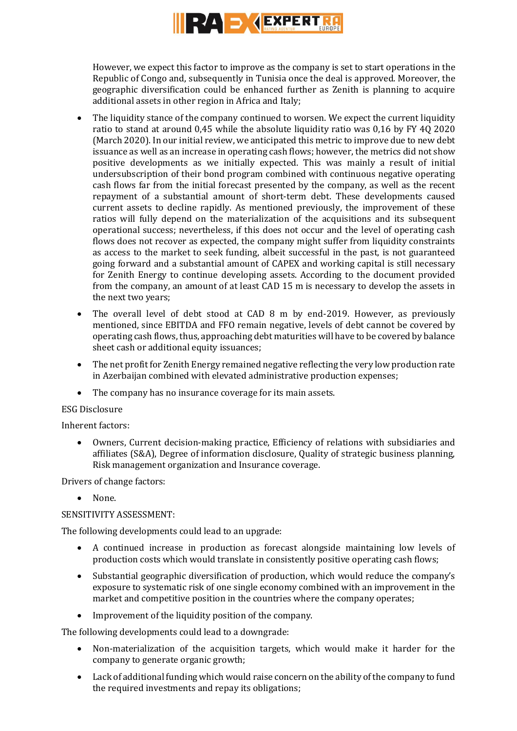However, we expect this factor to improve as the company is set to start operations in the Republic of Congo and, subsequently in Tunisia once the deal is approved. Moreover, the geographic diversification could be enhanced further as Zenith is planning to acquire additional assets in other region in Africa and Italy;

- The liquidity stance of the company continued to worsen. We expect the current liquidity ratio to stand at around 0,45 while the absolute liquidity ratio was 0,16 by FY 4Q 2020 (March 2020). In our initial review, we anticipated this metric to improve due to new debt issuance as well as an increase in operating cash flows; however, the metrics did not show positive developments as we initially expected. This was mainly a result of initial undersubscription of their bond program combined with continuous negative operating cash flows far from the initial forecast presented by the company, as well as the recent repayment of a substantial amount of short-term debt. These developments caused current assets to decline rapidly. As mentioned previously, the improvement of these ratios will fully depend on the materialization of the acquisitions and its subsequent operational success; nevertheless, if this does not occur and the level of operating cash flows does not recover as expected, the company might suffer from liquidity constraints as access to the market to seek funding, albeit successful in the past, is not guaranteed going forward and a substantial amount of CAPEX and working capital is still necessary for Zenith Energy to continue developing assets. According to the document provided from the company, an amount of at least CAD 15 m is necessary to develop the assets in the next two years;
- The overall level of debt stood at CAD 8 m by end-2019. However, as previously mentioned, since EBITDA and FFO remain negative, levels of debt cannot be covered by operating cash flows, thus, approaching debt maturities will have to be covered by balance sheet cash or additional equity issuances;
- The net profit for Zenith Energy remained negative reflecting the very low production rate in Azerbaijan combined with elevated administrative production expenses;
- The company has no insurance coverage for its main assets.

ESG Disclosure

Inherent factors:

- Owners, Current decision-making practice, Efficiency of relations with subsidiaries and affiliates (S&A), Degree of information disclosure, Quality of strategic business planning, Risk management organization and Insurance coverage.

Drivers of change factors:

- None.

SENSITIVITY ASSESSMENT:

The following developments could lead to an upgrade:

- A continued increase in production as forecast alongside maintaining low levels of production costs which would translate in consistently positive operating cash flows;
- Substantial geographic diversification of production, which would reduce the company's exposure to systematic risk of one single economy combined with an improvement in the market and competitive position in the countries where the company operates;
- Improvement of the liquidity position of the company.

The following developments could lead to a downgrade:

- Non-materialization of the acquisition targets, which would make it harder for the company to generate organic growth;
- Lack of additional funding which would raise concern on the ability of the company to fund the required investments and repay its obligations;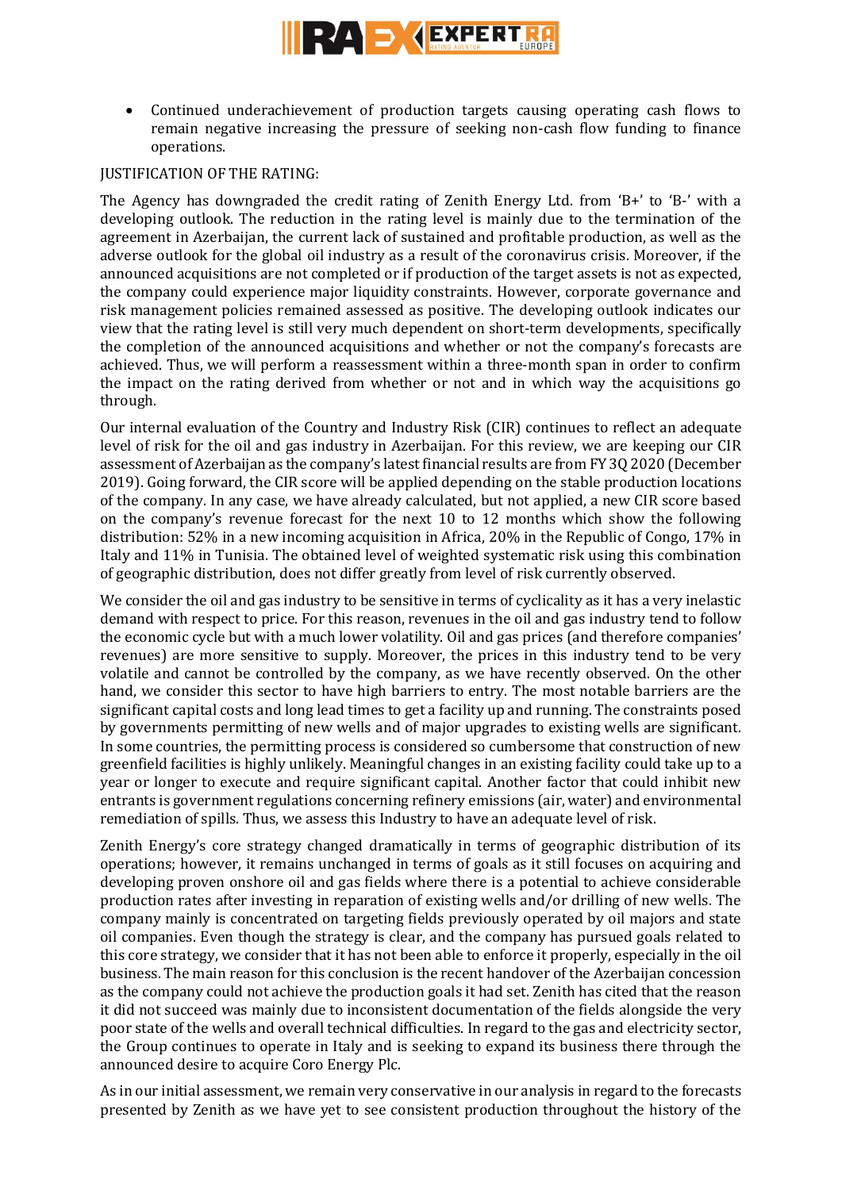- Continued underachievement of production targets causing operating cash flows to remain negative increasing the pressure of seeking non-cash flow funding to finance operations.

JUSTIFICATION OF THE RATING:

The Agency has downgraded the credit rating of Zenith Energy Ltd. from 'B+' to 'B-' with a developing outlook. The reduction in the rating level is mainly due to the termination of the agreement in Azerbaijan, the current lack of sustained and profitable production, as well as the adverse outlook for the global oil industry as a result of the coronavirus crisis. Moreover, if the announced acquisitions are not completed or if production of the target assets is not as expected, the company could experience major liquidity constraints. However, corporate governance and risk management policies remained assessed as positive. The developing outlook indicates our view that the rating level is still very much dependent on short-term developments, specifically the completion of the announced acquisitions and whether or not the company's forecasts are achieved. Thus, we will perform a reassessment within a three-month span in order to confirm the impact on the rating derived from whether or not and in which way the acquisitions go through.

Our internal evaluation of the Country and Industry Risk (CIR) continues to reflect an adequate level of risk for the oil and gas industry in Azerbaijan. For this review, we are keeping our CIR assessment of Azerbaijan as the company's latest financial results are from FY 3Q 2020 (December 2019). Going forward, the CIR score will be applied depending on the stable production locations of the company. In any case, we have already calculated, but not applied, a new CIR score based on the company's revenue forecast for the next 10 to 12 months which show the following distribution: 52% in a new incoming acquisition in Africa, 20% in the Republic of Congo, 17% in Italy and 11% in Tunisia. The obtained level of weighted systematic risk using this combination of geographic distribution, does not differ greatly from level of risk currently observed.

We consider the oil and gas industry to be sensitive in terms of cyclicality as it has a very inelastic demand with respect to price. For this reason, revenues in the oil and gas industry tend to follow the economic cycle but with a much lower volatility. Oil and gas prices (and therefore companies' revenues) are more sensitive to supply. Moreover, the prices in this industry tend to be very volatile and cannot be controlled by the company, as we have recently observed. On the other hand, we consider this sector to have high barriers to entry. The most notable barriers are the significant capital costs and long lead times to get a facility up and running. The constraints posed by governments permitting of new wells and of major upgrades to existing wells are significant. In some countries, the permitting process is considered so cumbersome that construction of new greenfield facilities is highly unlikely. Meaningful changes in an existing facility could take up to a year or longer to execute and require significant capital. Another factor that could inhibit new entrants is government regulations concerning refinery emissions (air, water) and environmental remediation of spills. Thus, we assess this Industry to have an adequate level of risk.

Zenith Energy's core strategy changed dramatically in terms of geographic distribution of its operations; however, it remains unchanged in terms of goals as it still focuses on acquiring and developing proven onshore oil and gas fields where there is a potential to achieve considerable production rates after investing in reparation of existing wells and/or drilling of new wells. The company mainly is concentrated on targeting fields previously operated by oil majors and state oil companies. Even though the strategy is clear, and the company has pursued goals related to this core strategy, we consider that it has not been able to enforce it properly, especially in the oil business. The main reason for this conclusion is the recent handover of the Azerbaijan concession as the company could not achieve the production goals it had set. Zenith has cited that the reason it did not succeed was mainly due to inconsistent documentation of the fields alongside the very poor state of the wells and overall technical difficulties. In regard to the gas and electricity sector, the Group continues to operate in Italy and is seeking to expand its business there through the announced desire to acquire Coro Energy Plc.

As in our initial assessment, we remain very conservative in our analysis in regard to the forecasts presented by Zenith as we have yet to see consistent production throughout the history of the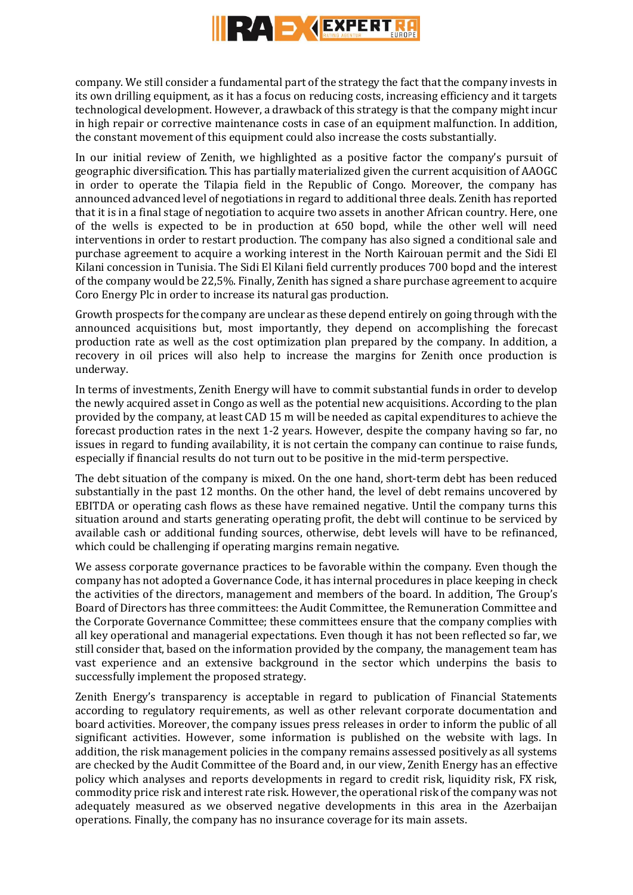company. We still consider a fundamental part of the strategy the fact that the company invests in its own drilling equipment, as it has a focus on reducing costs, increasing efficiency and it targets technological development. However, a drawback of this strategy is that the company might incur in high repair or corrective maintenance costs in case of an equipment malfunction. In addition, the constant movement of this equipment could also increase the costs substantially.

In our initial review of Zenith, we highlighted as a positive factor the company's pursuit of geographic diversification. This has partially materialized given the current acquisition of AAOGC in order to operate the Tilapia field in the Republic of Congo. Moreover, the company has announced advanced level of negotiations in regard to additional three deals. Zenith has reported that it is in a final stage of negotiation to acquire two assets in another African country. Here, one of the wells is expected to be in production at 650 bopd, while the other well will need interventions in order to restart production. The company has also signed a conditional sale and purchase agreement to acquire a working interest in the North Kairouan permit and the Sidi El Kilani concession in Tunisia. The Sidi El Kilani field currently produces 700 bopd and the interest of the company would be 22,5%. Finally, Zenith has signed a share purchase agreement to acquire Coro Energy Plc in order to increase its natural gas production.

Growth prospects for the company are unclear as these depend entirely on going through with the announced acquisitions but, most importantly, they depend on accomplishing the forecast production rate as well as the cost optimization plan prepared by the company. In addition, a recovery in oil prices will also help to increase the margins for Zenith once production is underway.

In terms of investments, Zenith Energy will have to commit substantial funds in order to develop the newly acquired asset in Congo as well as the potential new acquisitions. According to the plan provided by the company, at least CAD 15 m will be needed as capital expenditures to achieve the forecast production rates in the next 1-2 years. However, despite the company having so far, no issues in regard to funding availability, it is not certain the company can continue to raise funds, especially if financial results do not turn out to be positive in the mid-term perspective.

The debt situation of the company is mixed. On the one hand, short-term debt has been reduced substantially in the past 12 months. On the other hand, the level of debt remains uncovered by EBITDA or operating cash flows as these have remained negative. Until the company turns this situation around and starts generating operating profit, the debt will continue to be serviced by available cash or additional funding sources, otherwise, debt levels will have to be refinanced, which could be challenging if operating margins remain negative.

We assess corporate governance practices to be favorable within the company. Even though the company has not adopted a Governance Code, it has internal procedures in place keeping in check the activities of the directors, management and members of the board. In addition, The Group's Board of Directors has three committees: the Audit Committee, the Remuneration Committee and the Corporate Governance Committee; these committees ensure that the company complies with all key operational and managerial expectations. Even though it has not been reflected so far, we still consider that, based on the information provided by the company, the management team has vast experience and an extensive background in the sector which underpins the basis to successfully implement the proposed strategy.

Zenith Energy's transparency is acceptable in regard to publication of Financial Statements according to regulatory requirements, as well as other relevant corporate documentation and board activities. Moreover, the company issues press releases in order to inform the public of all significant activities. However, some information is published on the website with lags. In addition, the risk management policies in the company remains assessed positively as all systems are checked by the Audit Committee of the Board and, in our view, Zenith Energy has an effective policy which analyses and reports developments in regard to credit risk, liquidity risk, FX risk, commodity price risk and interest rate risk. However, the operational risk of the company was not adequately measured as we observed negative developments in this area in the Azerbaijan operations. Finally, the company has no insurance coverage for its main assets.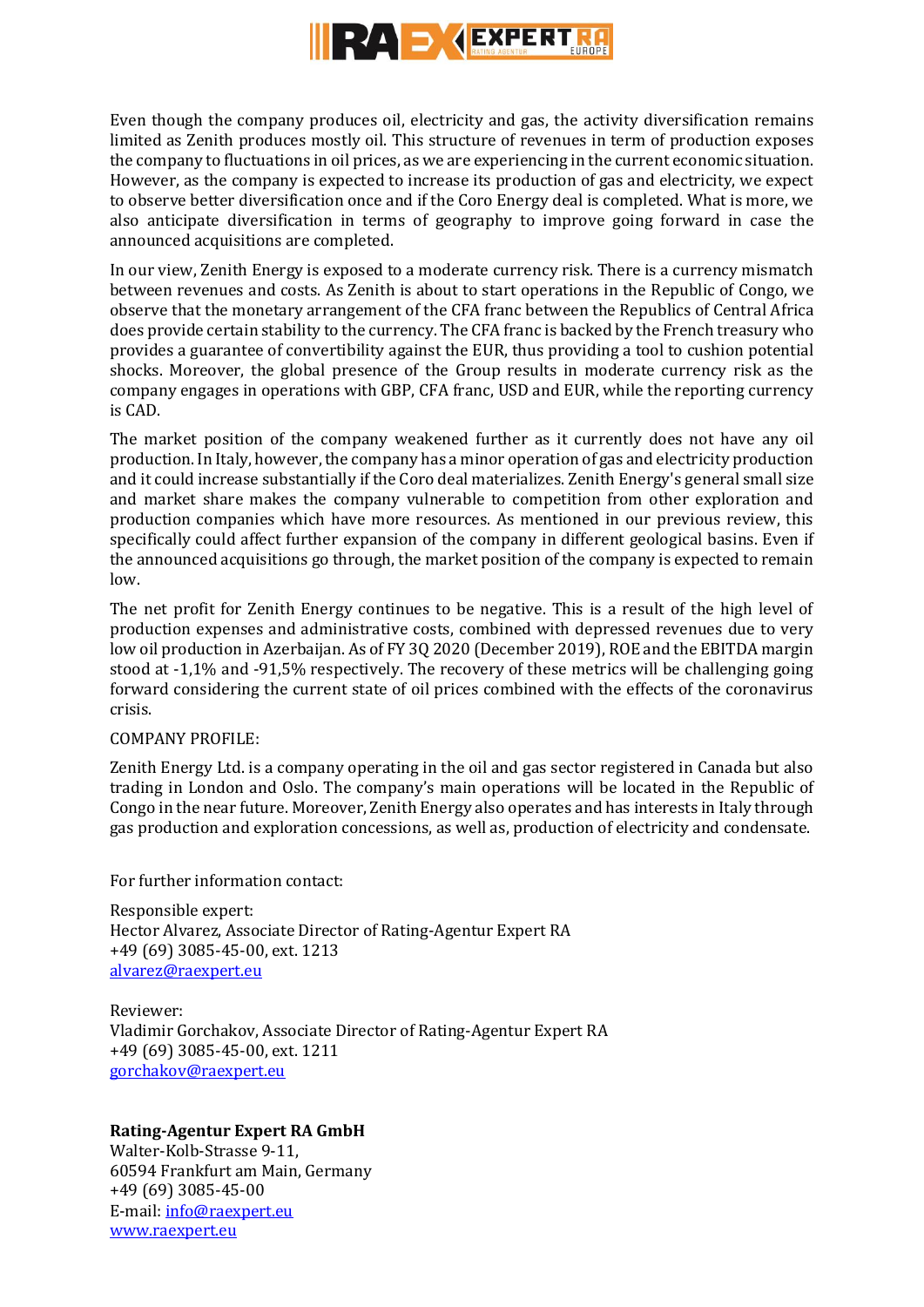Even though the company produces oil, electricity and gas, the activity diversification remains limited as Zenith produces mostly oil. This structure of revenues in term of production exposes the company to fluctuations in oil prices, as we are experiencing in the current economic situation. However, as the company is expected to increase its production of gas and electricity, we expect to observe better diversification once and if the Coro Energy deal is completed. What is more, we also anticipate diversification in terms of geography to improve going forward in case the announced acquisitions are completed.

In our view, Zenith Energy is exposed to a moderate currency risk. There is a currency mismatch between revenues and costs. As Zenith is about to start operations in the Republic of Congo, we observe that the monetary arrangement of the CFA franc between the Republics of Central Africa does provide certain stability to the currency. The CFA franc is backed by the French treasury who provides a guarantee of convertibility against the EUR, thus providing a tool to cushion potential shocks. Moreover, the global presence of the Group results in moderate currency risk as the company engages in operations with GBP, CFA franc, USD and EUR, while the reporting currency is CAD.

The market position of the company weakened further as it currently does not have any oil production. In Italy, however, the company has a minor operation of gas and electricity production and it could increase substantially if the Coro deal materializes. Zenith Energy's general small size and market share makes the company vulnerable to competition from other exploration and production companies which have more resources. As mentioned in our previous review, this specifically could affect further expansion of the company in different geological basins. Even if the announced acquisitions go through, the market position of the company is expected to remain low.

The net profit for Zenith Energy continues to be negative. This is a result of the high level of production expenses and administrative costs, combined with depressed revenues due to very low oil production in Azerbaijan. As of FY 3Q 2020 (December 2019), ROE and the EBITDA margin stood at -1,1% and -91,5% respectively. The recovery of these metrics will be challenging going forward considering the current state of oil prices combined with the effects of the coronavirus crisis.

COMPANY PROFILE:

Zenith Energy Ltd. is a company operating in the oil and gas sector registered in Canada but also trading in London and Oslo. The company's main operations will be located in the Republic of Congo in the near future. Moreover, Zenith Energy also operates and has interests in Italy through gas production and exploration concessions, as well as, production of electricity and condensate.

For further information contact:

Responsible expert:
Hector Alvarez, Associate Director of Rating-Agentur Expert RA
+49 (69) 3085-45-00, ext. 1213
alvarez@raexpert.eu

Reviewer:
Vladimir Gorchakov, Associate Director of Rating-Agentur Expert RA
+49 (69) 3085-45-00, ext. 1211
gorchakov@raexpert.eu

**Rating-Agentur Expert RA GmbH**
Walter-Kolb-Strasse 9-11,
60594 Frankfurt am Main, Germany
+49 (69) 3085-45-00
E-mail: info@raexpert.eu
www.raexpert.eu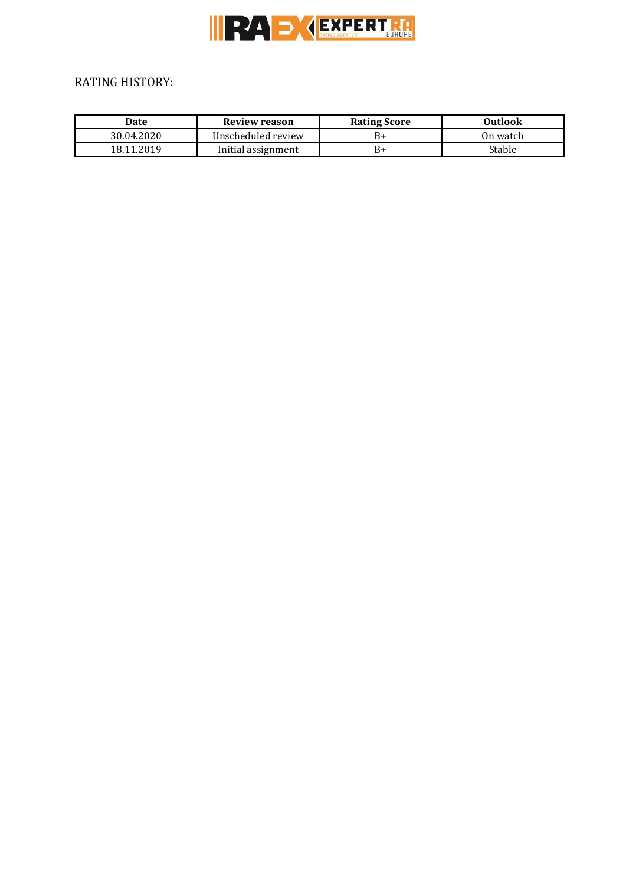RATING HISTORY:

| Date | Review reason | Rating Score | Outlook |
|---|---|---|---|
| 30.04.2020 | Unscheduled review | B+ | On watch |
| 18.11.2019 | Initial assignment | B+ | Stable |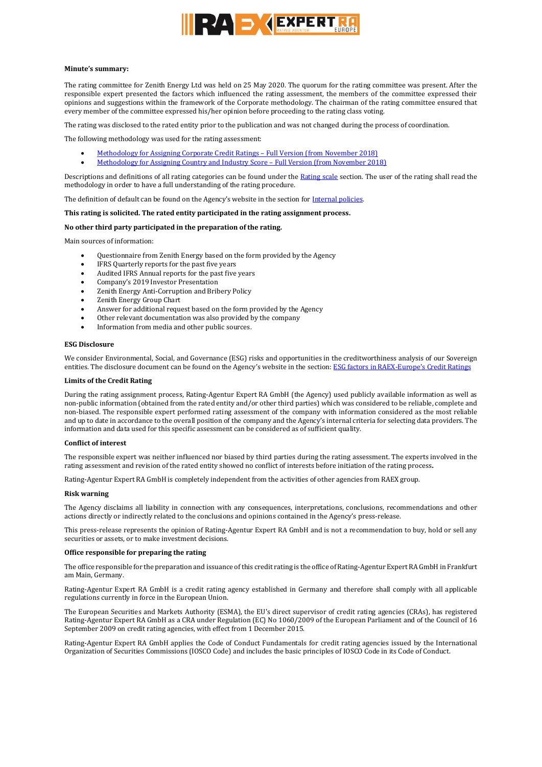**Minute's summary:**

The rating committee for Zenith Energy Ltd was held on 25 May 2020. The quorum for the rating committee was present. After the responsible expert presented the factors which influenced the rating assessment, the members of the committee expressed their opinions and suggestions within the framework of the Corporate methodology. The chairman of the rating committee ensured that every member of the committee expressed his/her opinion before proceeding to the rating class voting.

The rating was disclosed to the rated entity prior to the publication and was not changed during the process of coordination.

The following methodology was used for the rating assessment:

- Methodology for Assigning Corporate Credit Ratings – Full Version (from November 2018)
- Methodology for Assigning Country and Industry Score – Full Version (from November 2018)

Descriptions and definitions of all rating categories can be found under the Rating scale section. The user of the rating shall read the methodology in order to have a full understanding of the rating procedure.

The definition of default can be found on the Agency's website in the section for Internal policies.

**This rating is solicited. The rated entity participated in the rating assignment process.**

**No other third party participated in the preparation of the rating.**

Main sources of information:

- Questionnaire from Zenith Energy based on the form provided by the Agency
- IFRS Quarterly reports for the past five years
- Audited IFRS Annual reports for the past five years
- Company's 2019 Investor Presentation
- Zenith Energy Anti-Corruption and Bribery Policy
- Zenith Energy Group Chart
- Answer for additional request based on the form provided by the Agency
- Other relevant documentation was also provided by the company
- Information from media and other public sources.

**ESG Disclosure**

We consider Environmental, Social, and Governance (ESG) risks and opportunities in the creditworthiness analysis of our Sovereign entities. The disclosure document can be found on the Agency's website in the section: ESG factors in RAEX-Europe's Credit Ratings

**Limits of the Credit Rating**

During the rating assignment process, Rating-Agentur Expert RA GmbH (the Agency) used publicly available information as well as non-public information (obtained from the rated entity and/or other third parties) which was considered to be reliable, complete and non-biased. The responsible expert performed rating assessment of the company with information considered as the most reliable and up to date in accordance to the overall position of the company and the Agency's internal criteria for selecting data providers. The information and data used for this specific assessment can be considered as of sufficient quality.

**Conflict of interest**

The responsible expert was neither influenced nor biased by third parties during the rating assessment. The experts involved in the rating assessment and revision of the rated entity showed no conflict of interests before initiation of the rating process**.**

Rating-Agentur Expert RA GmbH is completely independent from the activities of other agencies from RAEX group.

**Risk warning**

The Agency disclaims all liability in connection with any consequences, interpretations, conclusions, recommendations and other actions directly or indirectly related to the conclusions and opinions contained in the Agency's press-release.

This press-release represents the opinion of Rating-Agentur Expert RA GmbH and is not a recommendation to buy, hold or sell any securities or assets, or to make investment decisions.

**Office responsible for preparing the rating**

The office responsible for the preparation and issuance of this credit rating is the office of Rating-Agentur Expert RA GmbH in Frankfurt am Main, Germany.

Rating-Agentur Expert RA GmbH is a credit rating agency established in Germany and therefore shall comply with all applicable regulations currently in force in the European Union.

The European Securities and Markets Authority (ESMA), the EU's direct supervisor of credit rating agencies (CRAs), has registered Rating-Agentur Expert RA GmbH as a CRA under Regulation (EC) No 1060/2009 of the European Parliament and of the Council of 16 September 2009 on credit rating agencies, with effect from 1 December 2015.

Rating-Agentur Expert RA GmbH applies the Code of Conduct Fundamentals for credit rating agencies issued by the International Organization of Securities Commissions (IOSCO Code) and includes the basic principles of IOSCO Code in its Code of Conduct.